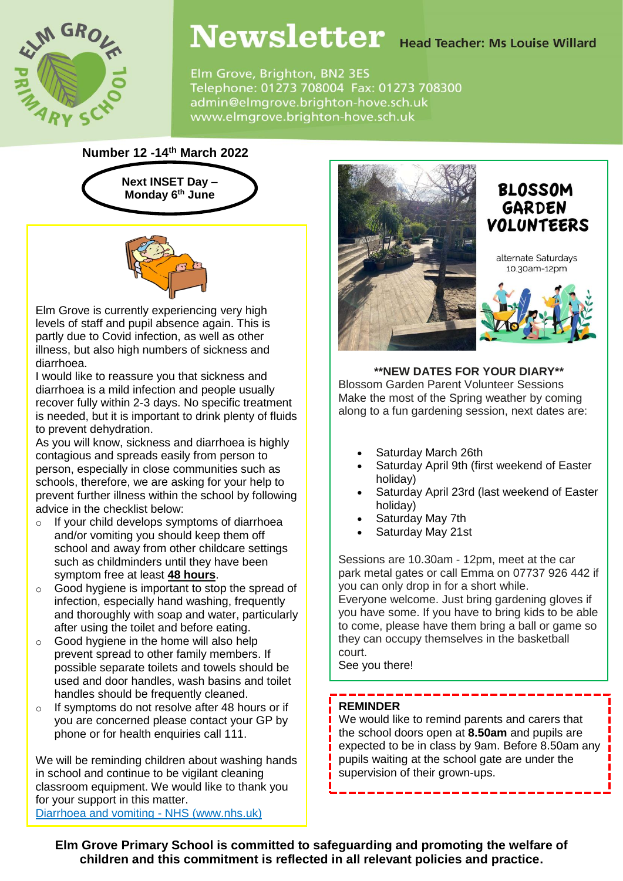# Newsletter

**Head Teacher: Ms Louise Willard**

Elm Grove, Brighton, BN2 3ES
Telephone: 01273 708004 Fax: 01273 708300
admin@elmgrove.brighton-hove.sch.uk
www.elmgrove.brighton-hove.sch.uk

**Number 12 -14th March 2022**

**Next INSET Day – Monday 6th June**

Elm Grove is currently experiencing very high levels of staff and pupil absence again. This is partly due to Covid infection, as well as other illness, but also high numbers of sickness and diarrhoea.

I would like to reassure you that sickness and diarrhoea is a mild infection and people usually recover fully within 2-3 days. No specific treatment is needed, but it is important to drink plenty of fluids to prevent dehydration.

As you will know, sickness and diarrhoea is highly contagious and spreads easily from person to person, especially in close communities such as schools, therefore, we are asking for your help to prevent further illness within the school by following advice in the checklist below:

- If your child develops symptoms of diarrhoea and/or vomiting you should keep them off school and away from other childcare settings such as childminders until they have been symptom free at least **48 hours**.
- Good hygiene is important to stop the spread of infection, especially hand washing, frequently and thoroughly with soap and water, particularly after using the toilet and before eating.
- Good hygiene in the home will also help prevent spread to other family members. If possible separate toilets and towels should be used and door handles, wash basins and toilet handles should be frequently cleaned.
- If symptoms do not resolve after 48 hours or if you are concerned please contact your GP by phone or for health enquiries call 111.

We will be reminding children about washing hands in school and continue to be vigilant cleaning classroom equipment. We would like to thank you for your support in this matter.

[Diarrhoea and vomiting - NHS (www.nhs.uk)](https://www.nhs.uk)

## BLOSSOM GARDEN VOLUNTEERS

alternate Saturdays
10.30am-12pm

**\*\*NEW DATES FOR YOUR DIARY\*\***

Blossom Garden Parent Volunteer Sessions
Make the most of the Spring weather by coming along to a fun gardening session, next dates are:

- Saturday March 26th
- Saturday April 9th (first weekend of Easter holiday)
- Saturday April 23rd (last weekend of Easter holiday)
- Saturday May 7th
- Saturday May 21st

Sessions are 10.30am - 12pm, meet at the car park metal gates or call Emma on 07737 926 442 if you can only drop in for a short while.

Everyone welcome. Just bring gardening gloves if you have some. If you have to bring kids to be able to come, please have them bring a ball or game so they can occupy themselves in the basketball court.

See you there!

**REMINDER**

We would like to remind parents and carers that the school doors open at **8.50am** and pupils are expected to be in class by 9am. Before 8.50am any pupils waiting at the school gate are under the supervision of their grown-ups.

**Elm Grove Primary School is committed to safeguarding and promoting the welfare of children and this commitment is reflected in all relevant policies and practice.**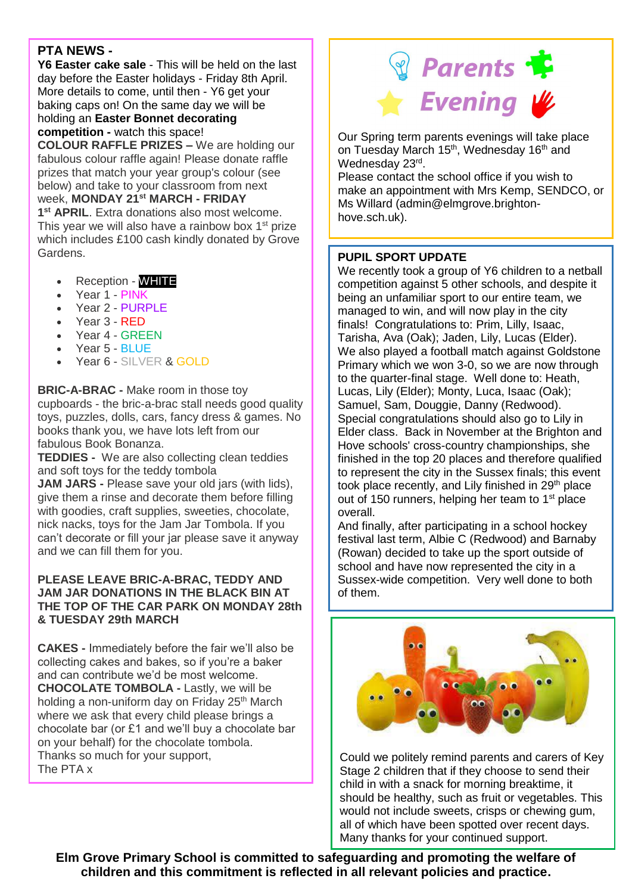## PTA NEWS -

**Y6 Easter cake sale** - This will be held on the last day before the Easter holidays - Friday 8th April. More details to come, until then - Y6 get your baking caps on! On the same day we will be holding an **Easter Bonnet decorating competition -** watch this space!

**COLOUR RAFFLE PRIZES –** We are holding our fabulous colour raffle again! Please donate raffle prizes that match your year group's colour (see below) and take to your classroom from next week, **MONDAY 21st MARCH - FRIDAY 1st APRIL**. Extra donations also most welcome. This year we will also have a rainbow box 1st prize which includes £100 cash kindly donated by Grove Gardens.

- Reception - WHITE
- Year 1 - PINK
- Year 2 - PURPLE
- Year 3 - RED
- Year 4 - GREEN
- Year 5 - BLUE
- Year 6 - SILVER & GOLD

**BRIC-A-BRAC -** Make room in those toy cupboards - the bric-a-brac stall needs good quality toys, puzzles, dolls, cars, fancy dress & games. No books thank you, we have lots left from our fabulous Book Bonanza.

**TEDDIES -** We are also collecting clean teddies and soft toys for the teddy tombola

**JAM JARS -** Please save your old jars (with lids), give them a rinse and decorate them before filling with goodies, craft supplies, sweeties, chocolate, nick nacks, toys for the Jam Jar Tombola. If you can't decorate or fill your jar please save it anyway and we can fill them for you.

**PLEASE LEAVE BRIC-A-BRAC, TEDDY AND JAM JAR DONATIONS IN THE BLACK BIN AT THE TOP OF THE CAR PARK ON MONDAY 28th & TUESDAY 29th MARCH**

**CAKES -** Immediately before the fair we'll also be collecting cakes and bakes, so if you're a baker and can contribute we'd be most welcome.

**CHOCOLATE TOMBOLA -** Lastly, we will be holding a non-uniform day on Friday 25th March where we ask that every child please brings a chocolate bar (or £1 and we'll buy a chocolate bar on your behalf) for the chocolate tombola.

Thanks so much for your support,
The PTA x

## Parents Evening

Our Spring term parents evenings will take place on Tuesday March 15th, Wednesday 16th and Wednesday 23rd.

Please contact the school office if you wish to make an appointment with Mrs Kemp, SENDCO, or Ms Willard (admin@elmgrove.brighton-hove.sch.uk).

## PUPIL SPORT UPDATE

We recently took a group of Y6 children to a netball competition against 5 other schools, and despite it being an unfamiliar sport to our entire team, we managed to win, and will now play in the city finals! Congratulations to: Prim, Lilly, Isaac, Tarisha, Ava (Oak); Jaden, Lily, Lucas (Elder).

We also played a football match against Goldstone Primary which we won 3-0, so we are now through to the quarter-final stage. Well done to: Heath, Lucas, Lily (Elder); Monty, Luca, Isaac (Oak); Samuel, Sam, Douggie, Danny (Redwood).

Special congratulations should also go to Lily in Elder class. Back in November at the Brighton and Hove schools' cross-country championships, she finished in the top 20 places and therefore qualified to represent the city in the Sussex finals; this event took place recently, and Lily finished in 29th place out of 150 runners, helping her team to 1st place overall.

And finally, after participating in a school hockey festival last term, Albie C (Redwood) and Barnaby (Rowan) decided to take up the sport outside of school and have now represented the city in a Sussex-wide competition. Very well done to both of them.

Could we politely remind parents and carers of Key Stage 2 children that if they choose to send their child in with a snack for morning breaktime, it should be healthy, such as fruit or vegetables. This would not include sweets, crisps or chewing gum, all of which have been spotted over recent days. Many thanks for your continued support.

**Elm Grove Primary School is committed to safeguarding and promoting the welfare of children and this commitment is reflected in all relevant policies and practice.**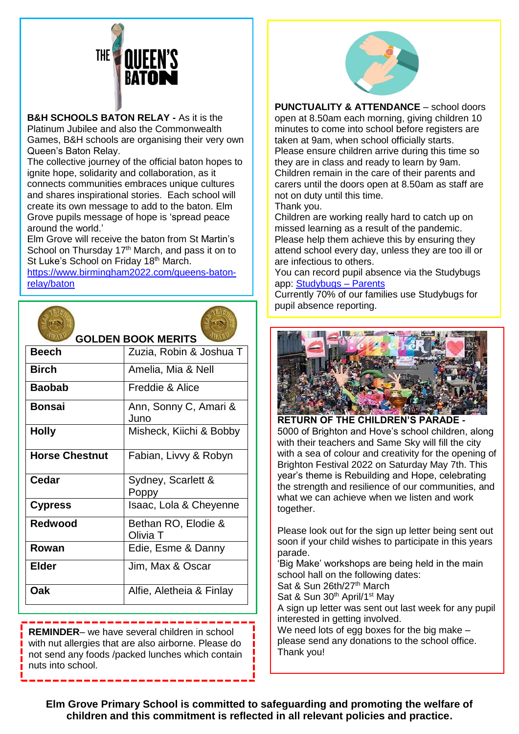**B&H SCHOOLS BATON RELAY -** As it is the Platinum Jubilee and also the Commonwealth Games, B&H schools are organising their very own Queen's Baton Relay.

The collective journey of the official baton hopes to ignite hope, solidarity and collaboration, as it connects communities embraces unique cultures and shares inspirational stories. Each school will create its own message to add to the baton. Elm Grove pupils message of hope is 'spread peace around the world.'

Elm Grove will receive the baton from St Martin's School on Thursday 17th March, and pass it on to St Luke's School on Friday 18th March.

https://www.birmingham2022.com/queens-baton-relay/baton

## GOLDEN BOOK MERITS

| Class | Names |
|---|---|
| Beech | Zuzia, Robin & Joshua T |
| Birch | Amelia, Mia & Nell |
| Baobab | Freddie & Alice |
| Bonsai | Ann, Sonny C, Amari & Juno |
| Holly | Misheck, Kiichi & Bobby |
| Horse Chestnut | Fabian, Livvy & Robyn |
| Cedar | Sydney, Scarlett & Poppy |
| Cypress | Isaac, Lola & Cheyenne |
| Redwood | Bethan RO, Elodie & Olivia T |
| Rowan | Edie, Esme & Danny |
| Elder | Jim, Max & Oscar |
| Oak | Alfie, Aletheia & Finlay |

**REMINDER**– we have several children in school with nut allergies that are also airborne. Please do not send any foods /packed lunches which contain nuts into school.

**PUNCTUALITY & ATTENDANCE** – school doors open at 8.50am each morning, giving children 10 minutes to come into school before registers are taken at 9am, when school officially starts. Please ensure children arrive during this time so they are in class and ready to learn by 9am. Children remain in the care of their parents and carers until the doors open at 8.50am as staff are not on duty until this time.

Thank you.

Children are working really hard to catch up on missed learning as a result of the pandemic. Please help them achieve this by ensuring they attend school every day, unless they are too ill or are infectious to others.

You can record pupil absence via the Studybugs app: Studybugs – Parents

Currently 70% of our families use Studybugs for pupil absence reporting.

**RETURN OF THE CHILDREN'S PARADE -** 5000 of Brighton and Hove's school children, along with their teachers and Same Sky will fill the city with a sea of colour and creativity for the opening of Brighton Festival 2022 on Saturday May 7th. This year's theme is Rebuilding and Hope, celebrating the strength and resilience of our communities, and what we can achieve when we listen and work together.

Please look out for the sign up letter being sent out soon if your child wishes to participate in this years parade.

'Big Make' workshops are being held in the main school hall on the following dates:

Sat & Sun 26th/27th March

Sat & Sun 30th April/1st May

A sign up letter was sent out last week for any pupil interested in getting involved.

We need lots of egg boxes for the big make – please send any donations to the school office. Thank you!

**Elm Grove Primary School is committed to safeguarding and promoting the welfare of children and this commitment is reflected in all relevant policies and practice.**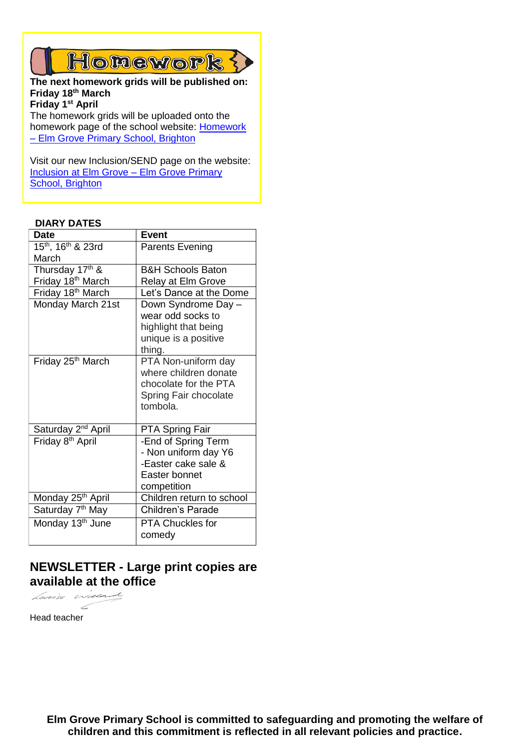## Homework

**The next homework grids will be published on:**
**Friday 18th March**
**Friday 1st April**

The homework grids will be uploaded onto the homework page of the school website: [Homework – Elm Grove Primary School, Brighton]

Visit our new Inclusion/SEND page on the website: [Inclusion at Elm Grove – Elm Grove Primary School, Brighton]

**DIARY DATES**

| Date | Event |
|---|---|
| 15th, 16th & 23rd March | Parents Evening |
| Thursday 17th & Friday 18th March | B&H Schools Baton Relay at Elm Grove |
| Friday 18th March | Let's Dance at the Dome |
| Monday March 21st | Down Syndrome Day – wear odd socks to highlight that being unique is a positive thing. |
| Friday 25th March | PTA Non-uniform day where children donate chocolate for the PTA Spring Fair chocolate tombola. |
| Saturday 2nd April | PTA Spring Fair |
| Friday 8th April | -End of Spring Term<br>- Non uniform day Y6<br>-Easter cake sale & Easter bonnet competition |
| Monday 25th April | Children return to school |
| Saturday 7th May | Children's Parade |
| Monday 13th June | PTA Chuckles for comedy |

## NEWSLETTER - Large print copies are available at the office

Louise Willard

Head teacher

**Elm Grove Primary School is committed to safeguarding and promoting the welfare of children and this commitment is reflected in all relevant policies and practice.**